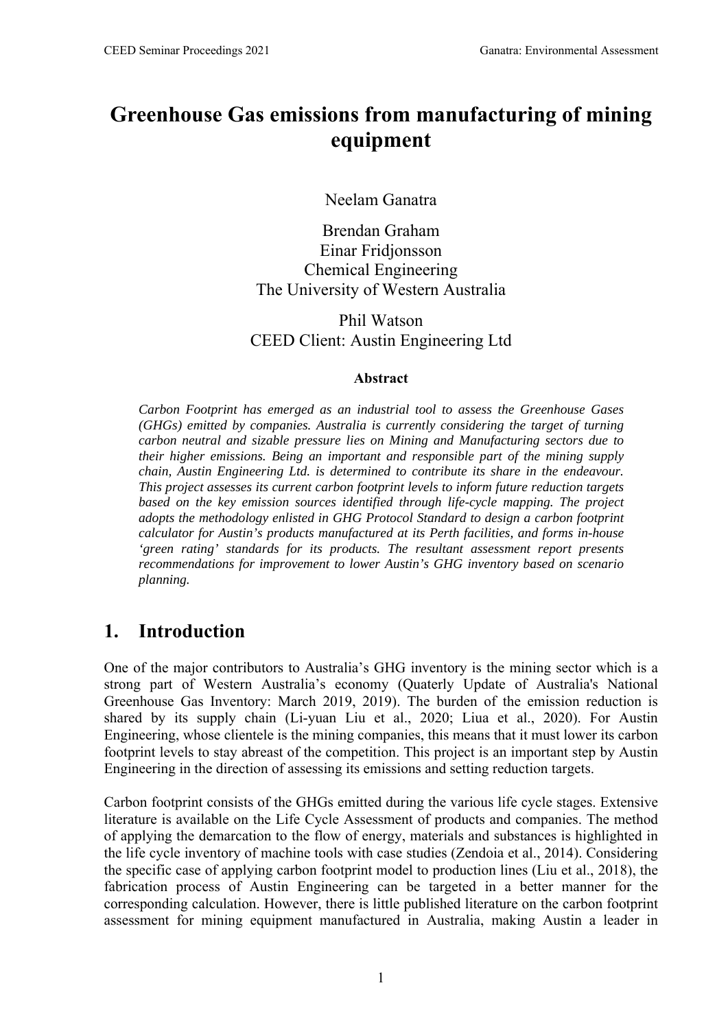# Greenhouse Gas emissions from manufacturing of mining equipment

Neelam Ganatra

Brendan Graham
Einar Fridjonsson
Chemical Engineering
The University of Western Australia

Phil Watson
CEED Client: Austin Engineering Ltd

### Abstract

*Carbon Footprint has emerged as an industrial tool to assess the Greenhouse Gases (GHGs) emitted by companies. Australia is currently considering the target of turning carbon neutral and sizable pressure lies on Mining and Manufacturing sectors due to their higher emissions. Being an important and responsible part of the mining supply chain, Austin Engineering Ltd. is determined to contribute its share in the endeavour. This project assesses its current carbon footprint levels to inform future reduction targets based on the key emission sources identified through life-cycle mapping. The project adopts the methodology enlisted in GHG Protocol Standard to design a carbon footprint calculator for Austin's products manufactured at its Perth facilities, and forms in-house 'green rating' standards for its products. The resultant assessment report presents recommendations for improvement to lower Austin's GHG inventory based on scenario planning.*

## 1. Introduction

One of the major contributors to Australia's GHG inventory is the mining sector which is a strong part of Western Australia's economy (Quaterly Update of Australia's National Greenhouse Gas Inventory: March 2019, 2019). The burden of the emission reduction is shared by its supply chain (Li-yuan Liu et al., 2020; Liua et al., 2020). For Austin Engineering, whose clientele is the mining companies, this means that it must lower its carbon footprint levels to stay abreast of the competition. This project is an important step by Austin Engineering in the direction of assessing its emissions and setting reduction targets.

Carbon footprint consists of the GHGs emitted during the various life cycle stages. Extensive literature is available on the Life Cycle Assessment of products and companies. The method of applying the demarcation to the flow of energy, materials and substances is highlighted in the life cycle inventory of machine tools with case studies (Zendoia et al., 2014). Considering the specific case of applying carbon footprint model to production lines (Liu et al., 2018), the fabrication process of Austin Engineering can be targeted in a better manner for the corresponding calculation. However, there is little published literature on the carbon footprint assessment for mining equipment manufactured in Australia, making Austin a leader in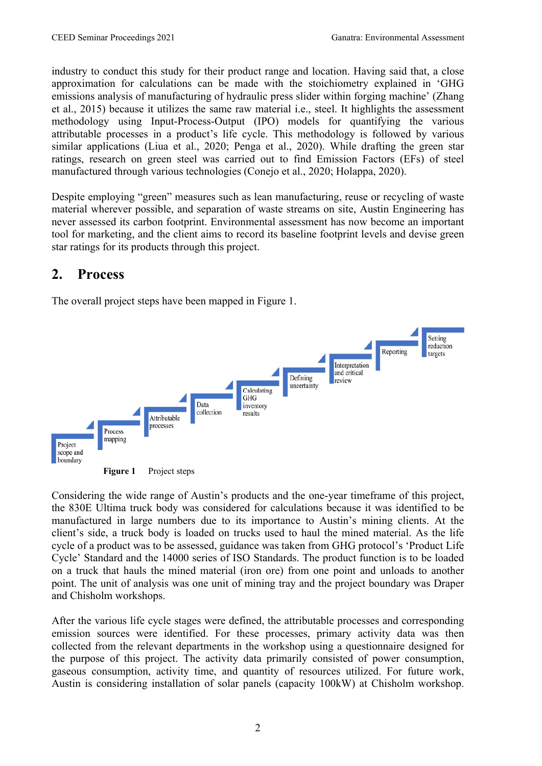industry to conduct this study for their product range and location. Having said that, a close approximation for calculations can be made with the stoichiometry explained in 'GHG emissions analysis of manufacturing of hydraulic press slider within forging machine' (Zhang et al., 2015) because it utilizes the same raw material i.e., steel. It highlights the assessment methodology using Input-Process-Output (IPO) models for quantifying the various attributable processes in a product's life cycle. This methodology is followed by various similar applications (Liua et al., 2020; Penga et al., 2020). While drafting the green star ratings, research on green steel was carried out to find Emission Factors (EFs) of steel manufactured through various technologies (Conejo et al., 2020; Holappa, 2020).

Despite employing "green" measures such as lean manufacturing, reuse or recycling of waste material wherever possible, and separation of waste streams on site, Austin Engineering has never assessed its carbon footprint. Environmental assessment has now become an important tool for marketing, and the client aims to record its baseline footprint levels and devise green star ratings for its products through this project.

## 2. Process

The overall project steps have been mapped in Figure 1.

Project scope and boundary → Process mapping → Attributable processes → Data collection → Calculating GHG inventory results → Defining uncertainty → Interpretation and critical review → Reporting → Setting reduction targets

**Figure 1** Project steps

Considering the wide range of Austin's products and the one-year timeframe of this project, the 830E Ultima truck body was considered for calculations because it was identified to be manufactured in large numbers due to its importance to Austin's mining clients. At the client's side, a truck body is loaded on trucks used to haul the mined material. As the life cycle of a product was to be assessed, guidance was taken from GHG protocol's 'Product Life Cycle' Standard and the 14000 series of ISO Standards. The product function is to be loaded on a truck that hauls the mined material (iron ore) from one point and unloads to another point. The unit of analysis was one unit of mining tray and the project boundary was Draper and Chisholm workshops.

After the various life cycle stages were defined, the attributable processes and corresponding emission sources were identified. For these processes, primary activity data was then collected from the relevant departments in the workshop using a questionnaire designed for the purpose of this project. The activity data primarily consisted of power consumption, gaseous consumption, activity time, and quantity of resources utilized. For future work, Austin is considering installation of solar panels (capacity 100kW) at Chisholm workshop.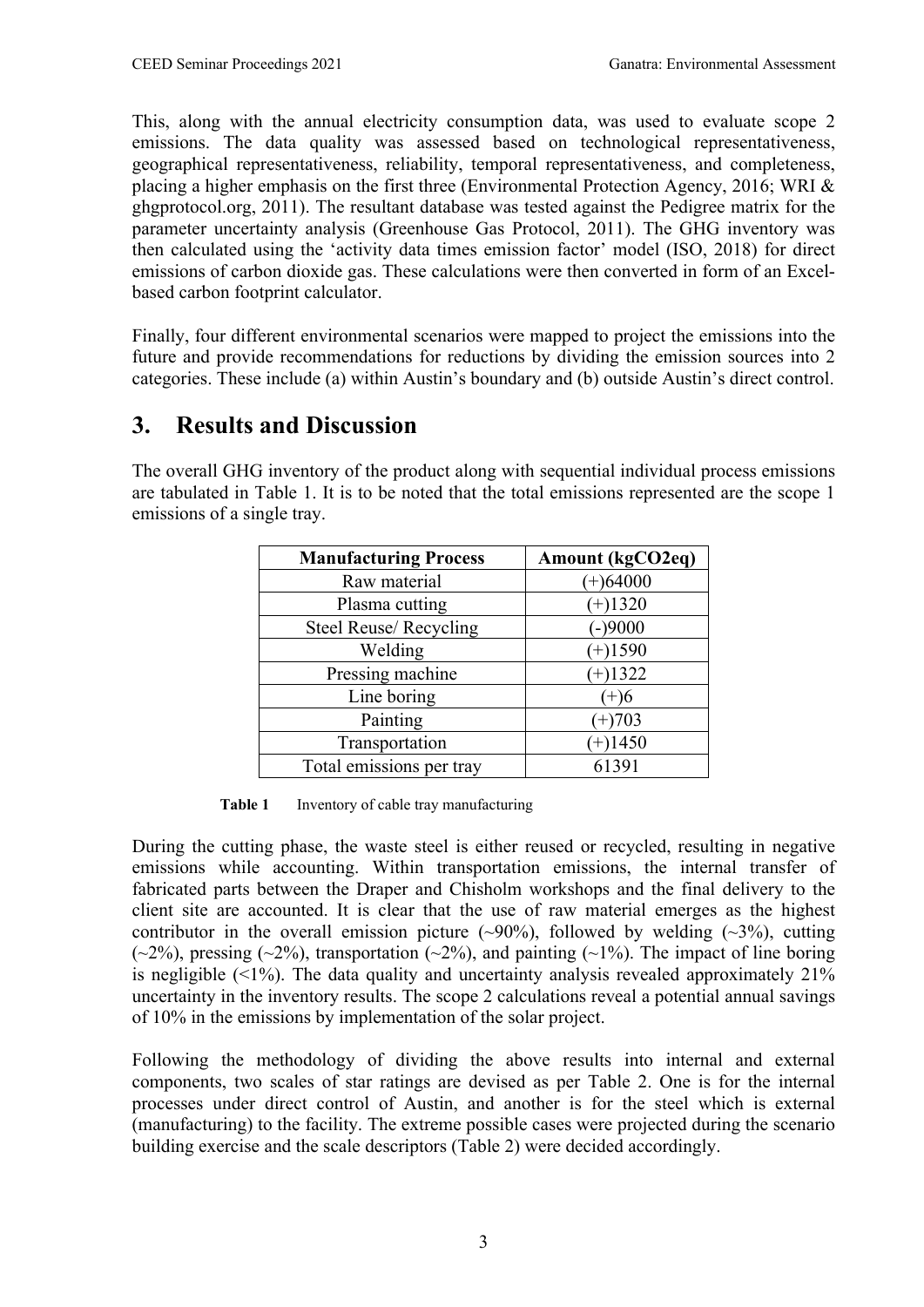This, along with the annual electricity consumption data, was used to evaluate scope 2 emissions. The data quality was assessed based on technological representativeness, geographical representativeness, reliability, temporal representativeness, and completeness, placing a higher emphasis on the first three (Environmental Protection Agency, 2016; WRI & ghgprotocol.org, 2011). The resultant database was tested against the Pedigree matrix for the parameter uncertainty analysis (Greenhouse Gas Protocol, 2011). The GHG inventory was then calculated using the 'activity data times emission factor' model (ISO, 2018) for direct emissions of carbon dioxide gas. These calculations were then converted in form of an Excel-based carbon footprint calculator.

Finally, four different environmental scenarios were mapped to project the emissions into the future and provide recommendations for reductions by dividing the emission sources into 2 categories. These include (a) within Austin's boundary and (b) outside Austin's direct control.

## 3. Results and Discussion

The overall GHG inventory of the product along with sequential individual process emissions are tabulated in Table 1. It is to be noted that the total emissions represented are the scope 1 emissions of a single tray.

| Manufacturing Process | Amount (kgCO2eq) |
|---|---|
| Raw material | (+)64000 |
| Plasma cutting | (+)1320 |
| Steel Reuse/ Recycling | (-)9000 |
| Welding | (+)1590 |
| Pressing machine | (+)1322 |
| Line boring | (+)6 |
| Painting | (+)703 |
| Transportation | (+)1450 |
| Total emissions per tray | 61391 |

**Table 1** Inventory of cable tray manufacturing

During the cutting phase, the waste steel is either reused or recycled, resulting in negative emissions while accounting. Within transportation emissions, the internal transfer of fabricated parts between the Draper and Chisholm workshops and the final delivery to the client site are accounted. It is clear that the use of raw material emerges as the highest contributor in the overall emission picture (~90%), followed by welding (~3%), cutting (~2%), pressing (~2%), transportation (~2%), and painting (~1%). The impact of line boring is negligible (<1%). The data quality and uncertainty analysis revealed approximately 21% uncertainty in the inventory results. The scope 2 calculations reveal a potential annual savings of 10% in the emissions by implementation of the solar project.

Following the methodology of dividing the above results into internal and external components, two scales of star ratings are devised as per Table 2. One is for the internal processes under direct control of Austin, and another is for the steel which is external (manufacturing) to the facility. The extreme possible cases were projected during the scenario building exercise and the scale descriptors (Table 2) were decided accordingly.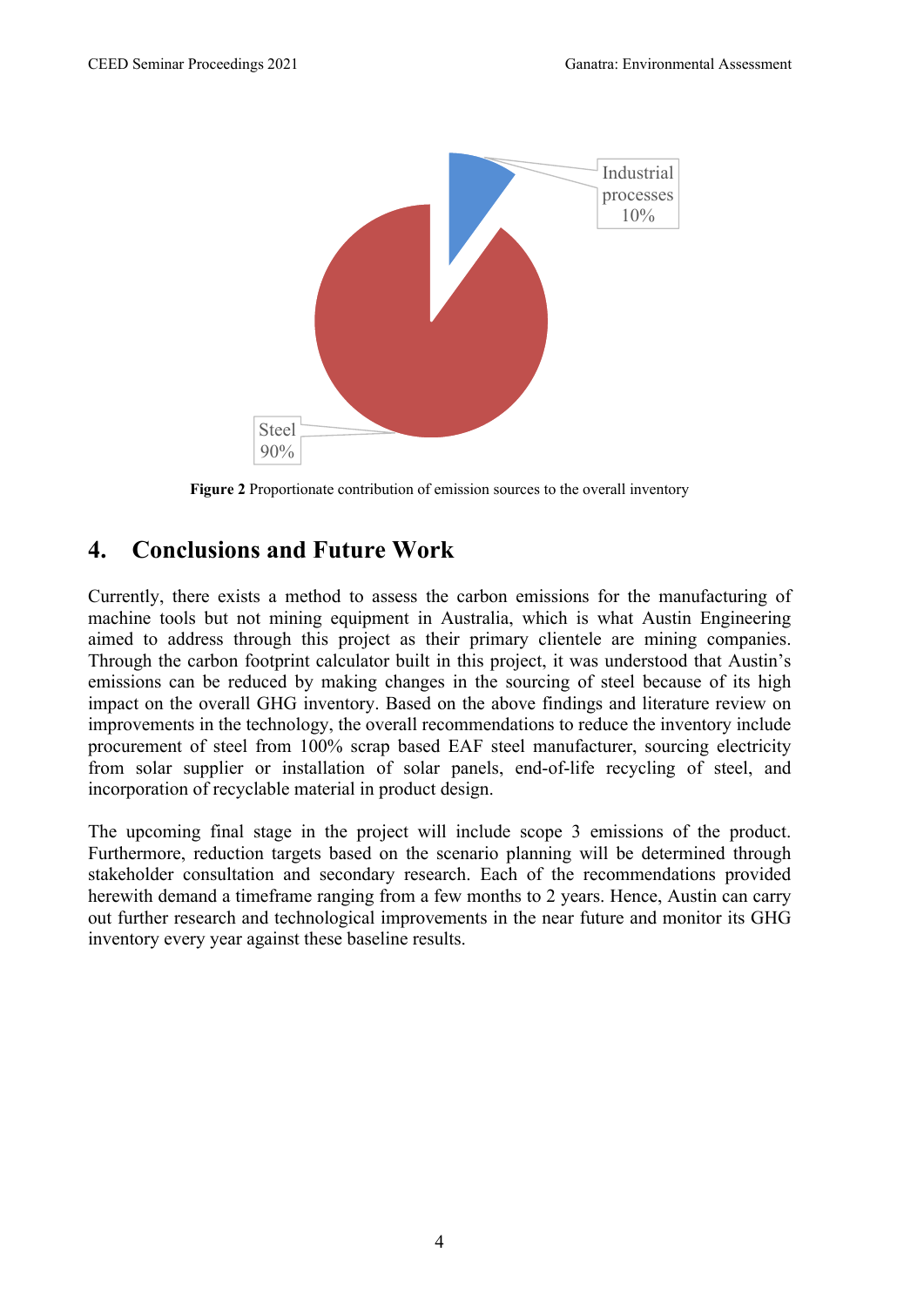Figure 2 Proportionate contribution of emission sources to the overall inventory

## 4. Conclusions and Future Work

Currently, there exists a method to assess the carbon emissions for the manufacturing of machine tools but not mining equipment in Australia, which is what Austin Engineering aimed to address through this project as their primary clientele are mining companies. Through the carbon footprint calculator built in this project, it was understood that Austin's emissions can be reduced by making changes in the sourcing of steel because of its high impact on the overall GHG inventory. Based on the above findings and literature review on improvements in the technology, the overall recommendations to reduce the inventory include procurement of steel from 100% scrap based EAF steel manufacturer, sourcing electricity from solar supplier or installation of solar panels, end-of-life recycling of steel, and incorporation of recyclable material in product design.

The upcoming final stage in the project will include scope 3 emissions of the product. Furthermore, reduction targets based on the scenario planning will be determined through stakeholder consultation and secondary research. Each of the recommendations provided herewith demand a timeframe ranging from a few months to 2 years. Hence, Austin can carry out further research and technological improvements in the near future and monitor its GHG inventory every year against these baseline results.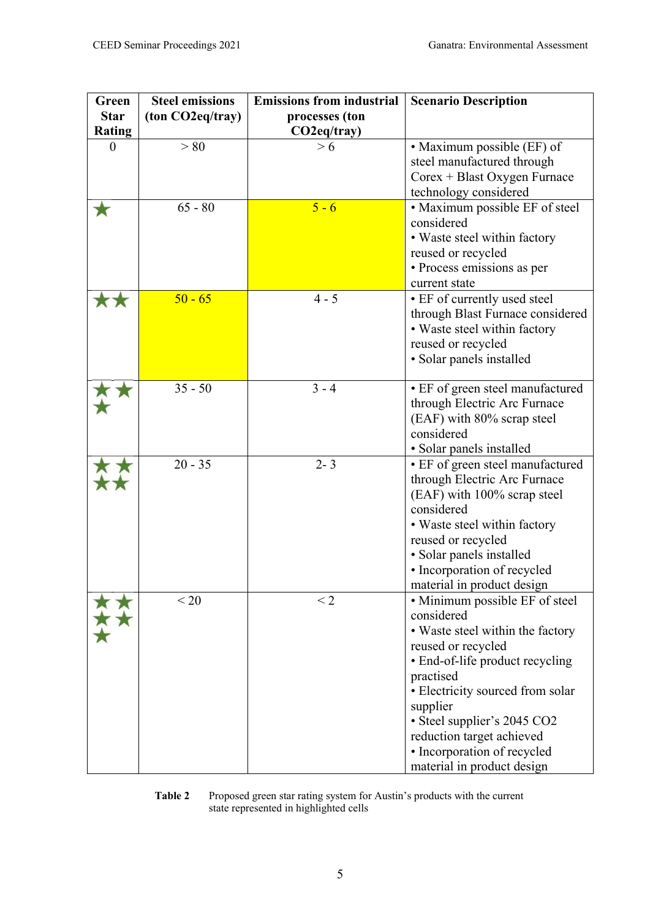| Green Star Rating | Steel emissions (ton CO2eq/tray) | Emissions from industrial processes (ton CO2eq/tray) | Scenario Description |
|---|---|---|---|
| 0 | > 80 | > 6 | • Maximum possible (EF) of steel manufactured through Corex + Blast Oxygen Furnace technology considered |
| ★ | 65 - 80 | 5 - 6 | • Maximum possible EF of steel considered<br>• Waste steel within factory reused or recycled<br>• Process emissions as per current state |
| ★★ | 50 - 65 | 4 - 5 | • EF of currently used steel through Blast Furnace considered<br>• Waste steel within factory reused or recycled<br>• Solar panels installed |
| ★★★ | 35 - 50 | 3 - 4 | • EF of green steel manufactured through Electric Arc Furnace (EAF) with 80% scrap steel considered<br>• Solar panels installed |
| ★★★★ | 20 - 35 | 2- 3 | • EF of green steel manufactured through Electric Arc Furnace (EAF) with 100% scrap steel considered<br>• Waste steel within factory reused or recycled<br>• Solar panels installed<br>• Incorporation of recycled material in product design |
| ★★★★★ | < 20 | < 2 | • Minimum possible EF of steel considered<br>• Waste steel within the factory reused or recycled<br>• End-of-life product recycling practised<br>• Electricity sourced from solar supplier<br>• Steel supplier's 2045 CO2 reduction target achieved<br>• Incorporation of recycled material in product design |

**Table 2** Proposed green star rating system for Austin's products with the current state represented in highlighted cells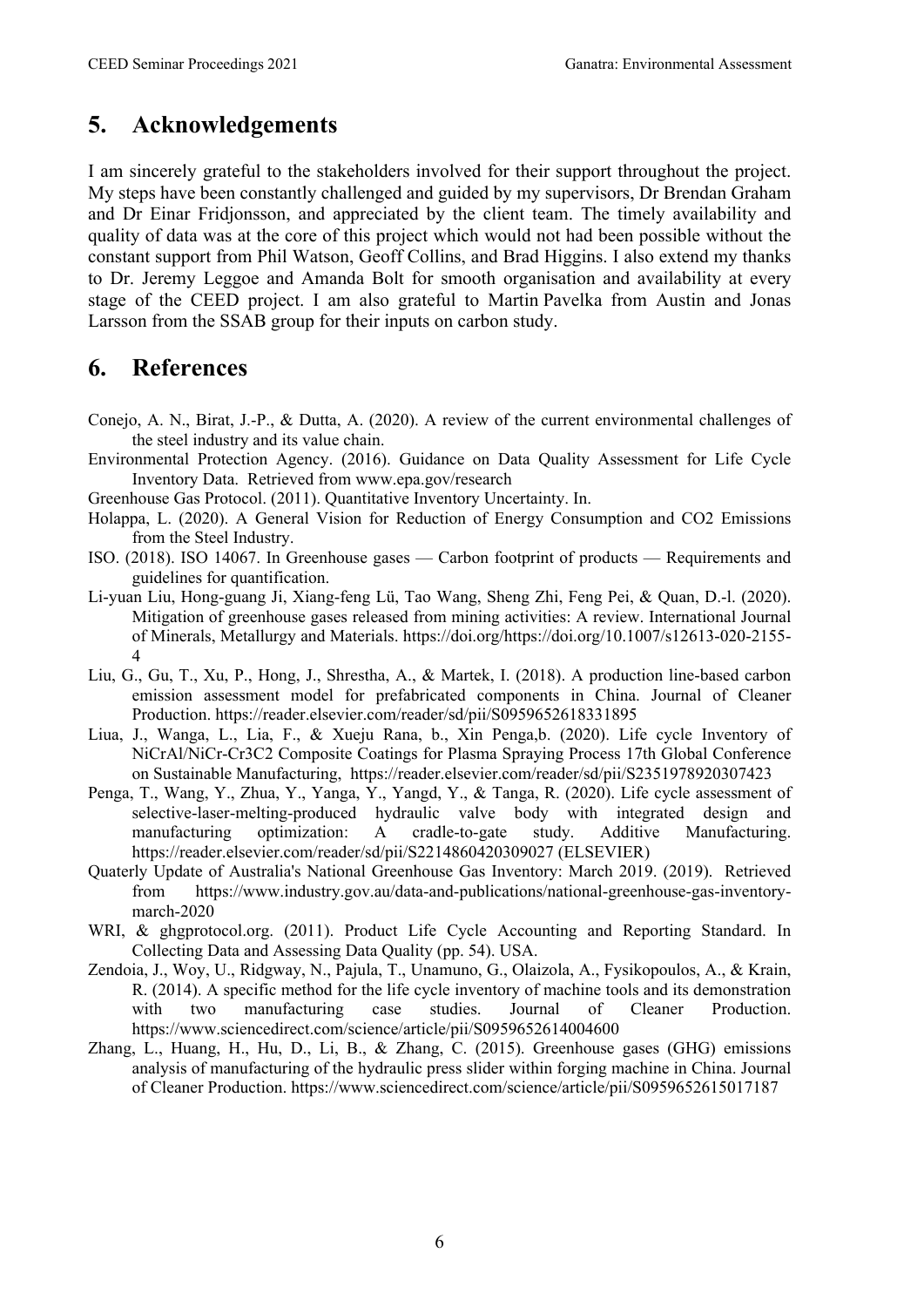## 5. Acknowledgements

I am sincerely grateful to the stakeholders involved for their support throughout the project. My steps have been constantly challenged and guided by my supervisors, Dr Brendan Graham and Dr Einar Fridjonsson, and appreciated by the client team. The timely availability and quality of data was at the core of this project which would not had been possible without the constant support from Phil Watson, Geoff Collins, and Brad Higgins. I also extend my thanks to Dr. Jeremy Leggoe and Amanda Bolt for smooth organisation and availability at every stage of the CEED project. I am also grateful to Martin Pavelka from Austin and Jonas Larsson from the SSAB group for their inputs on carbon study.

## 6. References

Conejo, A. N., Birat, J.-P., & Dutta, A. (2020). A review of the current environmental challenges of the steel industry and its value chain.

Environmental Protection Agency. (2016). Guidance on Data Quality Assessment for Life Cycle Inventory Data. Retrieved from www.epa.gov/research

Greenhouse Gas Protocol. (2011). Quantitative Inventory Uncertainty. In.

Holappa, L. (2020). A General Vision for Reduction of Energy Consumption and CO2 Emissions from the Steel Industry.

ISO. (2018). ISO 14067. In Greenhouse gases — Carbon footprint of products — Requirements and guidelines for quantification.

Li-yuan Liu, Hong-guang Ji, Xiang-feng Lü, Tao Wang, Sheng Zhi, Feng Pei, & Quan, D.-l. (2020). Mitigation of greenhouse gases released from mining activities: A review. International Journal of Minerals, Metallurgy and Materials. https://doi.org/https://doi.org/10.1007/s12613-020-2155-4

Liu, G., Gu, T., Xu, P., Hong, J., Shrestha, A., & Martek, I. (2018). A production line-based carbon emission assessment model for prefabricated components in China. Journal of Cleaner Production. https://reader.elsevier.com/reader/sd/pii/S0959652618331895

Liua, J., Wanga, L., Lia, F., & Xueju Rana, b., Xin Penga,b. (2020). Life cycle Inventory of NiCrAl/NiCr-Cr3C2 Composite Coatings for Plasma Spraying Process 17th Global Conference on Sustainable Manufacturing, https://reader.elsevier.com/reader/sd/pii/S2351978920307423

Penga, T., Wang, Y., Zhua, Y., Yanga, Y., Yangd, Y., & Tanga, R. (2020). Life cycle assessment of selective-laser-melting-produced hydraulic valve body with integrated design and manufacturing optimization: A cradle-to-gate study. Additive Manufacturing. https://reader.elsevier.com/reader/sd/pii/S2214860420309027 (ELSEVIER)

Quaterly Update of Australia's National Greenhouse Gas Inventory: March 2019. (2019). Retrieved from https://www.industry.gov.au/data-and-publications/national-greenhouse-gas-inventory-march-2020

WRI, & ghgprotocol.org. (2011). Product Life Cycle Accounting and Reporting Standard. In Collecting Data and Assessing Data Quality (pp. 54). USA.

Zendoia, J., Woy, U., Ridgway, N., Pajula, T., Unamuno, G., Olaizola, A., Fysikopoulos, A., & Krain, R. (2014). A specific method for the life cycle inventory of machine tools and its demonstration with two manufacturing case studies. Journal of Cleaner Production. https://www.sciencedirect.com/science/article/pii/S0959652614004600

Zhang, L., Huang, H., Hu, D., Li, B., & Zhang, C. (2015). Greenhouse gases (GHG) emissions analysis of manufacturing of the hydraulic press slider within forging machine in China. Journal of Cleaner Production. https://www.sciencedirect.com/science/article/pii/S0959652615017187